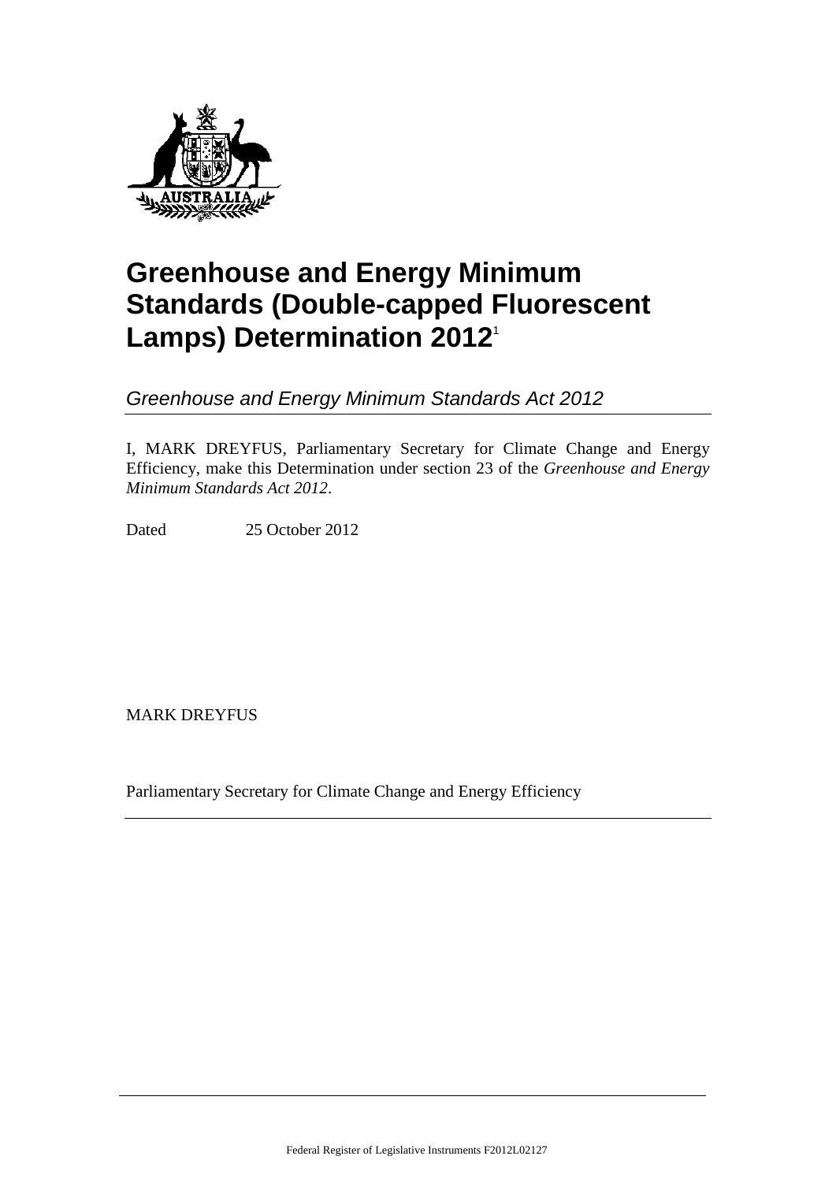# Greenhouse and Energy Minimum Standards (Double-capped Fluorescent Lamps) Determination 2012[1]

*Greenhouse and Energy Minimum Standards Act 2012*

I, MARK DREYFUS, Parliamentary Secretary for Climate Change and Energy Efficiency, make this Determination under section 23 of the *Greenhouse and Energy Minimum Standards Act 2012*.

Dated 25 October 2012

MARK DREYFUS

Parliamentary Secretary for Climate Change and Energy Efficiency

Federal Register of Legislative Instruments F2012L02127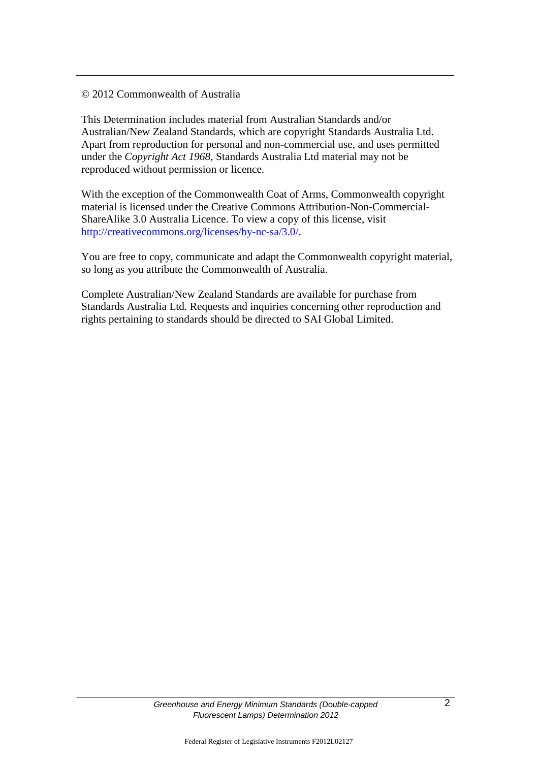© 2012 Commonwealth of Australia

This Determination includes material from Australian Standards and/or Australian/New Zealand Standards, which are copyright Standards Australia Ltd. Apart from reproduction for personal and non-commercial use, and uses permitted under the *Copyright Act 1968*, Standards Australia Ltd material may not be reproduced without permission or licence.

With the exception of the Commonwealth Coat of Arms, Commonwealth copyright material is licensed under the Creative Commons Attribution-Non-Commercial-ShareAlike 3.0 Australia Licence. To view a copy of this license, visit http://creativecommons.org/licenses/by-nc-sa/3.0/.

You are free to copy, communicate and adapt the Commonwealth copyright material, so long as you attribute the Commonwealth of Australia.

Complete Australian/New Zealand Standards are available for purchase from Standards Australia Ltd. Requests and inquiries concerning other reproduction and rights pertaining to standards should be directed to SAI Global Limited.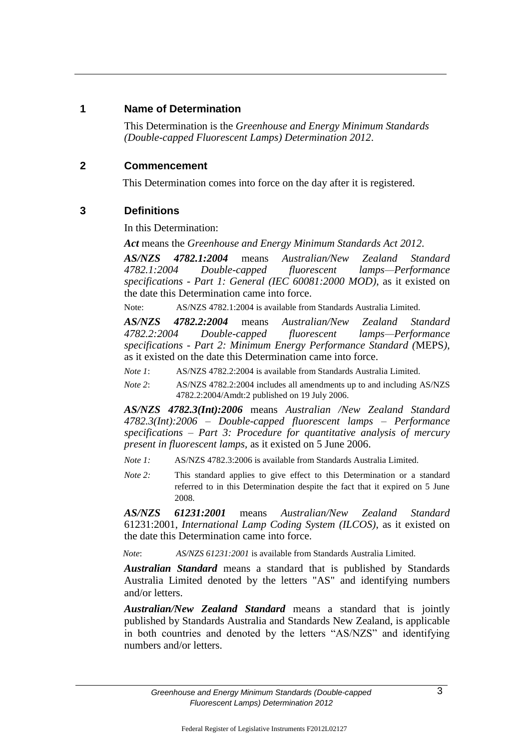## 1 Name of Determination

This Determination is the *Greenhouse and Energy Minimum Standards (Double-capped Fluorescent Lamps) Determination 2012*.

## 2 Commencement

This Determination comes into force on the day after it is registered.

## 3 Definitions

In this Determination:

***Act*** means the *Greenhouse and Energy Minimum Standards Act 2012*.

***AS/NZS 4782.1:2004*** means *Australian/New Zealand Standard 4782.1:2004 Double-capped fluorescent lamps—Performance specifications - Part 1: General (IEC 60081:2000 MOD)*, as it existed on the date this Determination came into force.

Note: AS/NZS 4782.1:2004 is available from Standards Australia Limited.

***AS/NZS 4782.2:2004*** means *Australian/New Zealand Standard 4782.2:2004 Double-capped fluorescent lamps—Performance specifications - Part 2: Minimum Energy Performance Standard (*MEPS*)*, as it existed on the date this Determination came into force.

*Note 1*: AS/NZS 4782.2:2004 is available from Standards Australia Limited.

*Note 2*: AS/NZS 4782.2:2004 includes all amendments up to and including AS/NZS 4782.2:2004/Amdt:2 published on 19 July 2006.

***AS/NZS 4782.3(Int):2006*** means *Australian /New Zealand Standard 4782.3(Int):2006 – Double-capped fluorescent lamps – Performance specifications – Part 3: Procedure for quantitative analysis of mercury present in fluorescent lamps*, as it existed on 5 June 2006.

*Note 1:* AS/NZS 4782.3:2006 is available from Standards Australia Limited.

*Note 2:* This standard applies to give effect to this Determination or a standard referred to in this Determination despite the fact that it expired on 5 June 2008.

***AS/NZS 61231:2001*** means *Australian/New Zealand Standard* 61231:2001, *International Lamp Coding System (ILCOS)*, as it existed on the date this Determination came into force.

*Note*: *AS/NZS 61231:2001* is available from Standards Australia Limited.

***Australian Standard*** means a standard that is published by Standards Australia Limited denoted by the letters "AS" and identifying numbers and/or letters.

***Australian/New Zealand Standard*** means a standard that is jointly published by Standards Australia and Standards New Zealand, is applicable in both countries and denoted by the letters "AS/NZS" and identifying numbers and/or letters.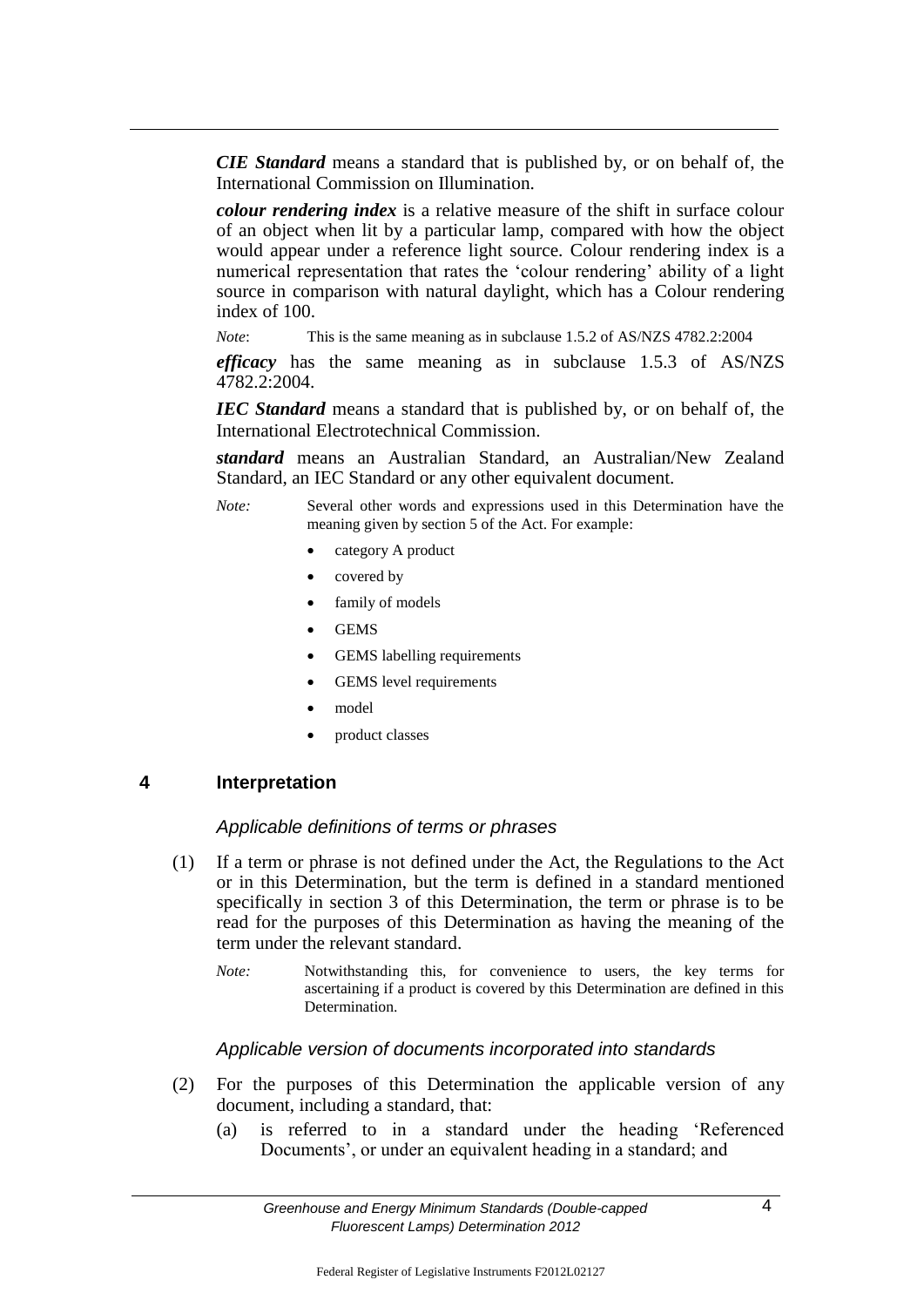***CIE Standard*** means a standard that is published by, or on behalf of, the International Commission on Illumination.

***colour rendering index*** is a relative measure of the shift in surface colour of an object when lit by a particular lamp, compared with how the object would appear under a reference light source. Colour rendering index is a numerical representation that rates the 'colour rendering' ability of a light source in comparison with natural daylight, which has a Colour rendering index of 100.

*Note*: This is the same meaning as in subclause 1.5.2 of AS/NZS 4782.2:2004

***efficacy*** has the same meaning as in subclause 1.5.3 of AS/NZS 4782.2:2004.

***IEC Standard*** means a standard that is published by, or on behalf of, the International Electrotechnical Commission.

***standard*** means an Australian Standard, an Australian/New Zealand Standard, an IEC Standard or any other equivalent document.

*Note:* Several other words and expressions used in this Determination have the meaning given by section 5 of the Act. For example:

- category A product
- covered by
- family of models
- GEMS
- GEMS labelling requirements
- GEMS level requirements
- model
- product classes

## 4 Interpretation

*Applicable definitions of terms or phrases*

(1) If a term or phrase is not defined under the Act, the Regulations to the Act or in this Determination, but the term is defined in a standard mentioned specifically in section 3 of this Determination, the term or phrase is to be read for the purposes of this Determination as having the meaning of the term under the relevant standard.

*Note:* Notwithstanding this, for convenience to users, the key terms for ascertaining if a product is covered by this Determination are defined in this Determination.

*Applicable version of documents incorporated into standards*

(2) For the purposes of this Determination the applicable version of any document, including a standard, that:

(a) is referred to in a standard under the heading 'Referenced Documents', or under an equivalent heading in a standard; and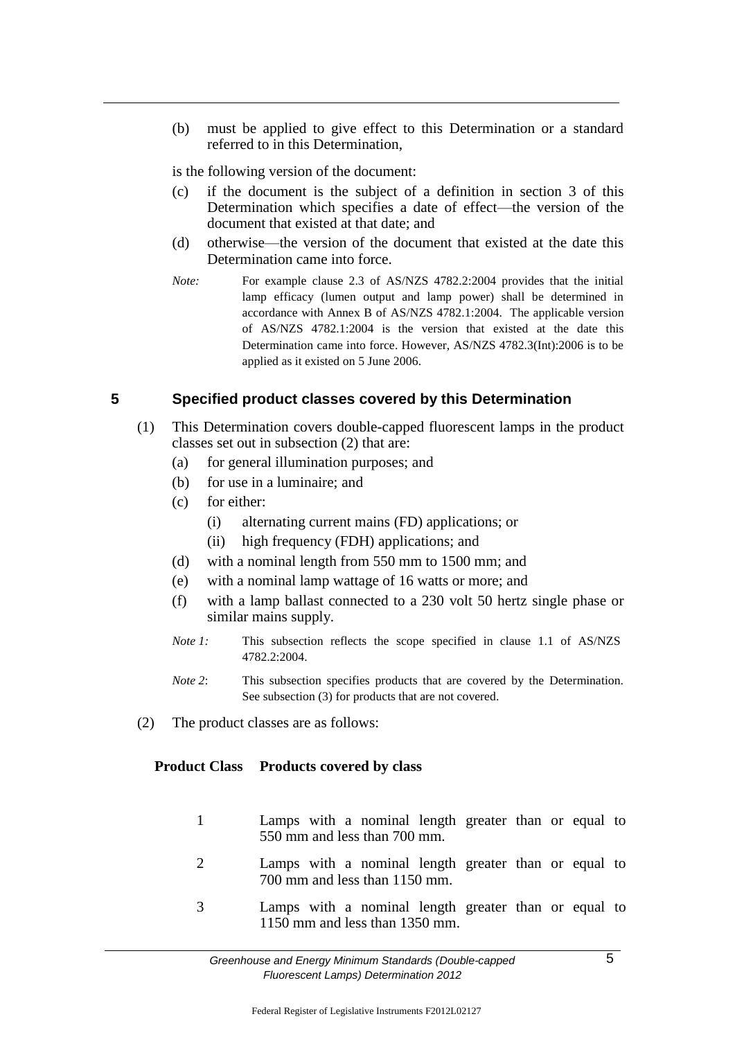(b) must be applied to give effect to this Determination or a standard referred to in this Determination,

is the following version of the document:

(c) if the document is the subject of a definition in section 3 of this Determination which specifies a date of effect—the version of the document that existed at that date; and

(d) otherwise—the version of the document that existed at the date this Determination came into force.

*Note:* For example clause 2.3 of AS/NZS 4782.2:2004 provides that the initial lamp efficacy (lumen output and lamp power) shall be determined in accordance with Annex B of AS/NZS 4782.1:2004. The applicable version of AS/NZS 4782.1:2004 is the version that existed at the date this Determination came into force. However, AS/NZS 4782.3(Int):2006 is to be applied as it existed on 5 June 2006.

## 5 Specified product classes covered by this Determination

(1) This Determination covers double-capped fluorescent lamps in the product classes set out in subsection (2) that are:

(a) for general illumination purposes; and

(b) for use in a luminaire; and

(c) for either:

(i) alternating current mains (FD) applications; or

(ii) high frequency (FDH) applications; and

(d) with a nominal length from 550 mm to 1500 mm; and

(e) with a nominal lamp wattage of 16 watts or more; and

(f) with a lamp ballast connected to a 230 volt 50 hertz single phase or similar mains supply.

*Note 1:* This subsection reflects the scope specified in clause 1.1 of AS/NZS 4782.2:2004.

*Note 2*: This subsection specifies products that are covered by the Determination. See subsection (3) for products that are not covered.

(2) The product classes are as follows:

| Product Class | Products covered by class |
|---|---|
| 1 | Lamps with a nominal length greater than or equal to 550 mm and less than 700 mm. |
| 2 | Lamps with a nominal length greater than or equal to 700 mm and less than 1150 mm. |
| 3 | Lamps with a nominal length greater than or equal to 1150 mm and less than 1350 mm. |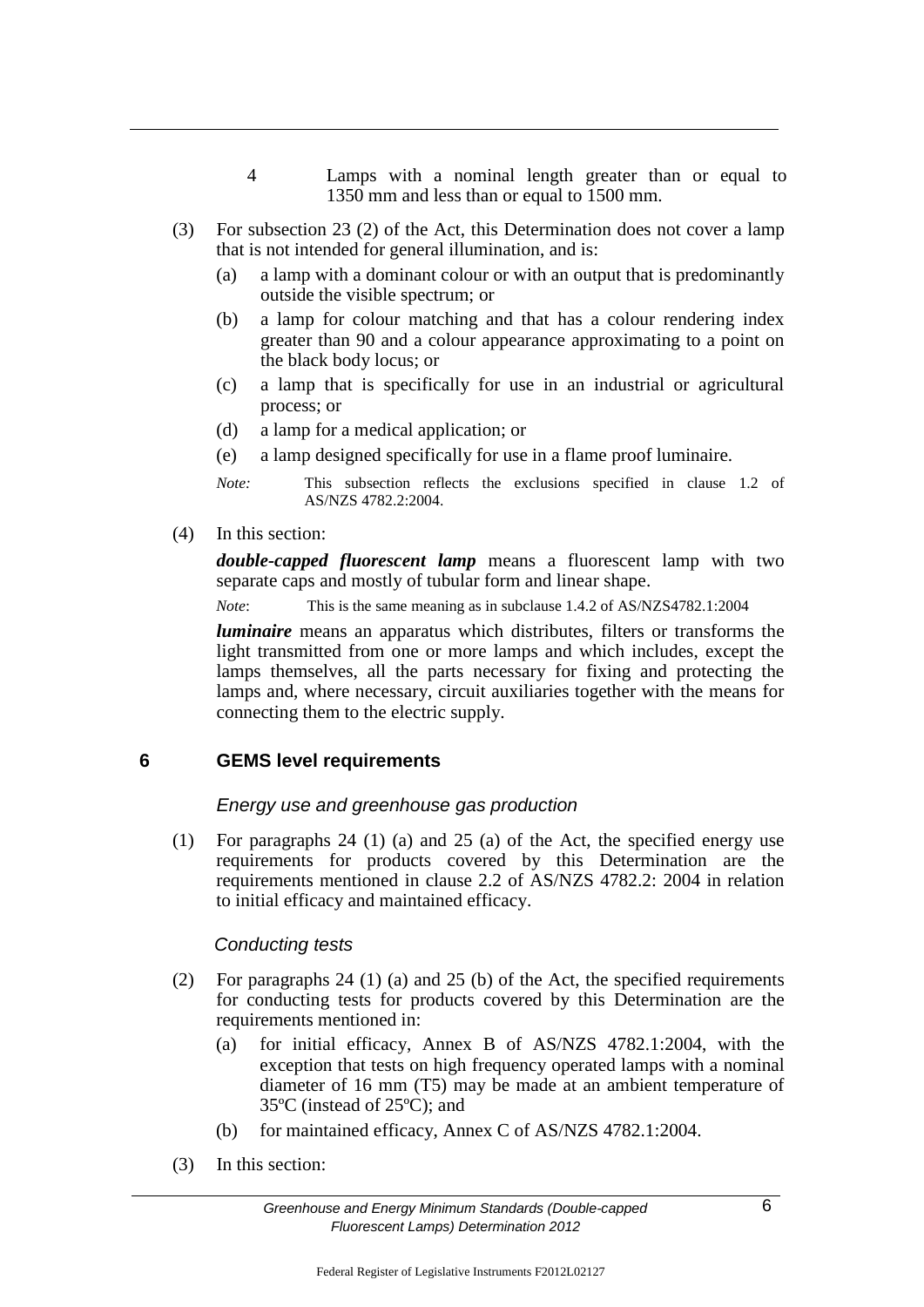4 Lamps with a nominal length greater than or equal to 1350 mm and less than or equal to 1500 mm.

(3) For subsection 23 (2) of the Act, this Determination does not cover a lamp that is not intended for general illumination, and is:

- (a) a lamp with a dominant colour or with an output that is predominantly outside the visible spectrum; or
- (b) a lamp for colour matching and that has a colour rendering index greater than 90 and a colour appearance approximating to a point on the black body locus; or
- (c) a lamp that is specifically for use in an industrial or agricultural process; or
- (d) a lamp for a medical application; or
- (e) a lamp designed specifically for use in a flame proof luminaire.

*Note:* This subsection reflects the exclusions specified in clause 1.2 of AS/NZS 4782.2:2004.

(4) In this section:

***double-capped fluorescent lamp*** means a fluorescent lamp with two separate caps and mostly of tubular form and linear shape.

*Note*: This is the same meaning as in subclause 1.4.2 of AS/NZS4782.1:2004

***luminaire*** means an apparatus which distributes, filters or transforms the light transmitted from one or more lamps and which includes, except the lamps themselves, all the parts necessary for fixing and protecting the lamps and, where necessary, circuit auxiliaries together with the means for connecting them to the electric supply.

## 6 GEMS level requirements

*Energy use and greenhouse gas production*

(1) For paragraphs 24 (1) (a) and 25 (a) of the Act, the specified energy use requirements for products covered by this Determination are the requirements mentioned in clause 2.2 of AS/NZS 4782.2: 2004 in relation to initial efficacy and maintained efficacy.

*Conducting tests*

(2) For paragraphs 24 (1) (a) and 25 (b) of the Act, the specified requirements for conducting tests for products covered by this Determination are the requirements mentioned in:

- (a) for initial efficacy, Annex B of AS/NZS 4782.1:2004, with the exception that tests on high frequency operated lamps with a nominal diameter of 16 mm (T5) may be made at an ambient temperature of 35ºC (instead of 25ºC); and
- (b) for maintained efficacy, Annex C of AS/NZS 4782.1:2004.

(3) In this section: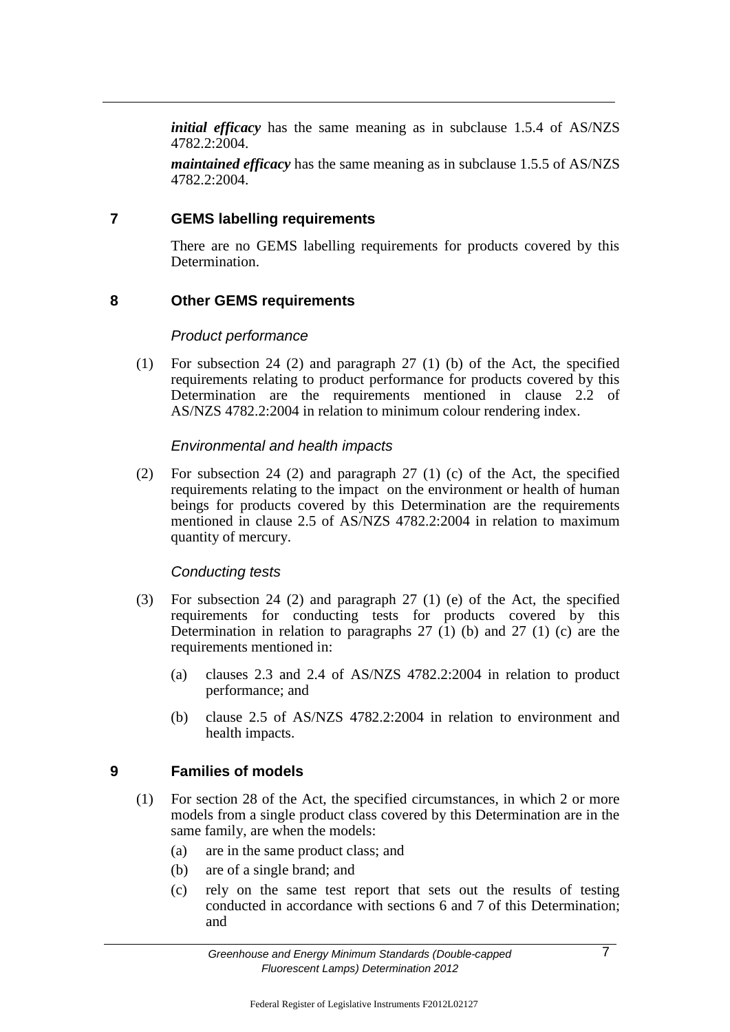***initial efficacy*** has the same meaning as in subclause 1.5.4 of AS/NZS 4782.2:2004.

***maintained efficacy*** has the same meaning as in subclause 1.5.5 of AS/NZS 4782.2:2004.

## 7 GEMS labelling requirements

There are no GEMS labelling requirements for products covered by this Determination.

## 8 Other GEMS requirements

*Product performance*

(1) For subsection 24 (2) and paragraph 27 (1) (b) of the Act, the specified requirements relating to product performance for products covered by this Determination are the requirements mentioned in clause 2.2 of AS/NZS 4782.2:2004 in relation to minimum colour rendering index.

*Environmental and health impacts*

(2) For subsection 24 (2) and paragraph 27 (1) (c) of the Act, the specified requirements relating to the impact on the environment or health of human beings for products covered by this Determination are the requirements mentioned in clause 2.5 of AS/NZS 4782.2:2004 in relation to maximum quantity of mercury.

*Conducting tests*

(3) For subsection 24 (2) and paragraph 27 (1) (e) of the Act, the specified requirements for conducting tests for products covered by this Determination in relation to paragraphs 27 (1) (b) and 27 (1) (c) are the requirements mentioned in:

(a) clauses 2.3 and 2.4 of AS/NZS 4782.2:2004 in relation to product performance; and

(b) clause 2.5 of AS/NZS 4782.2:2004 in relation to environment and health impacts.

## 9 Families of models

(1) For section 28 of the Act, the specified circumstances, in which 2 or more models from a single product class covered by this Determination are in the same family, are when the models:

(a) are in the same product class; and

(b) are of a single brand; and

(c) rely on the same test report that sets out the results of testing conducted in accordance with sections 6 and 7 of this Determination; and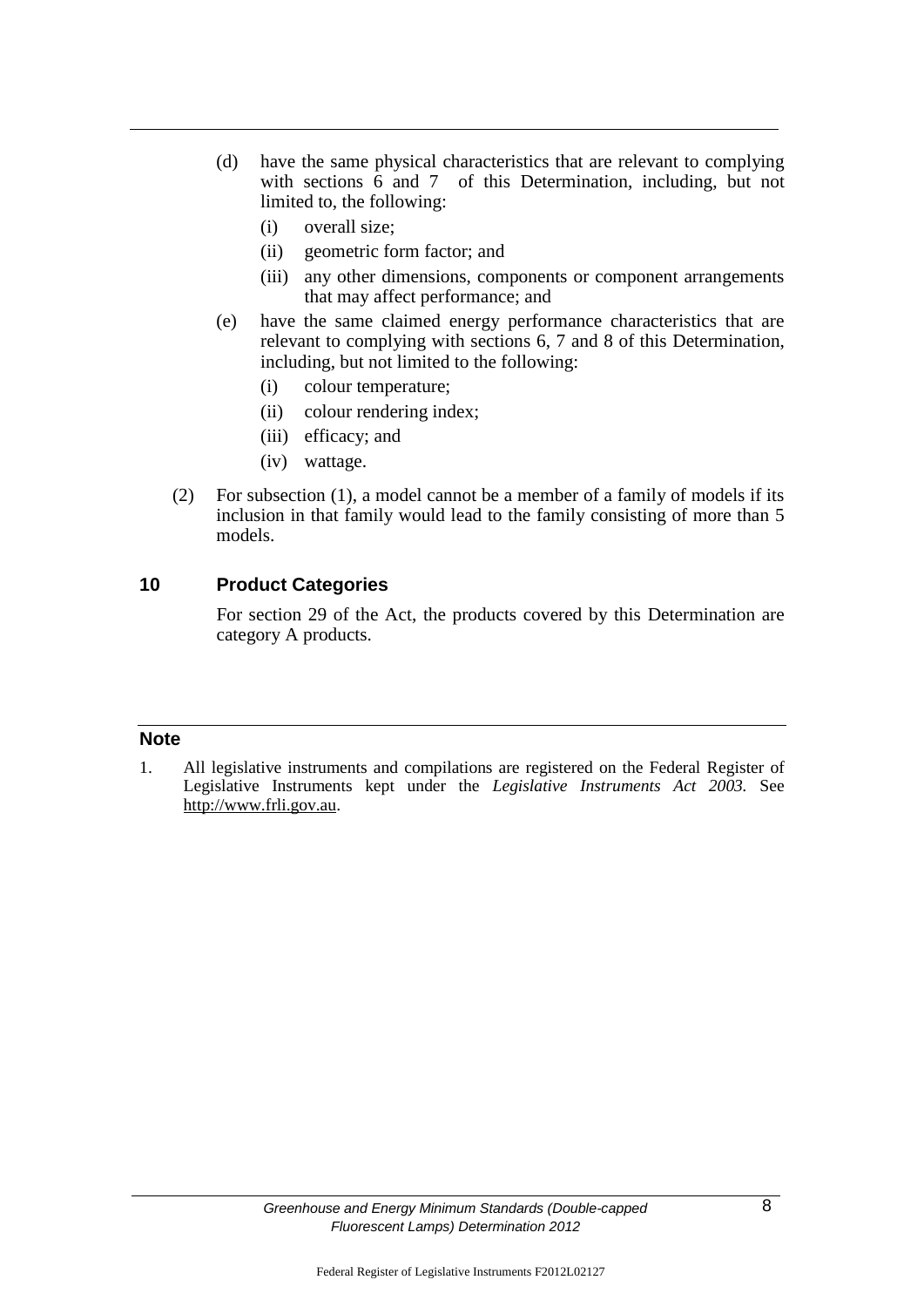(d) have the same physical characteristics that are relevant to complying with sections 6 and 7 of this Determination, including, but not limited to, the following:

  (i) overall size;

  (ii) geometric form factor; and

  (iii) any other dimensions, components or component arrangements that may affect performance; and

(e) have the same claimed energy performance characteristics that are relevant to complying with sections 6, 7 and 8 of this Determination, including, but not limited to the following:

  (i) colour temperature;

  (ii) colour rendering index;

  (iii) efficacy; and

  (iv) wattage.

(2) For subsection (1), a model cannot be a member of a family of models if its inclusion in that family would lead to the family consisting of more than 5 models.

## 10 Product Categories

For section 29 of the Act, the products covered by this Determination are category A products.

## Note

1. All legislative instruments and compilations are registered on the Federal Register of Legislative Instruments kept under the *Legislative Instruments Act 2003*. See http://www.frli.gov.au.